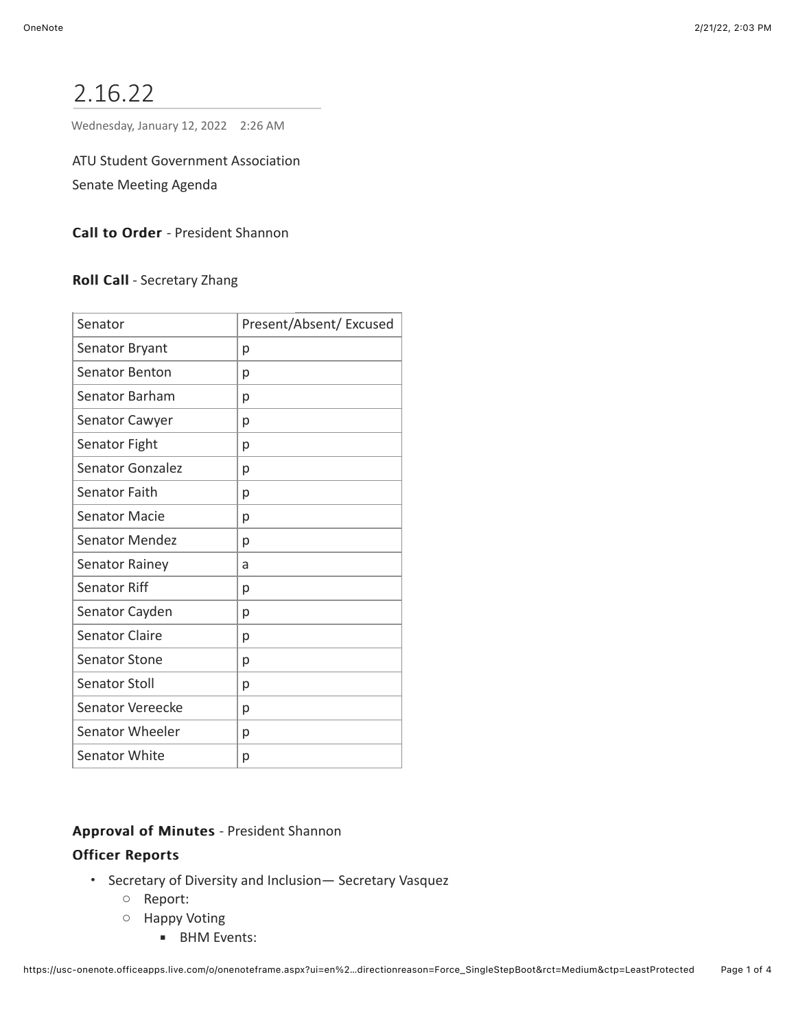# 2.16.22

Wednesday, January 12, 2022 2:26 AM

ATU Student Government Association

Senate Meeting Agenda

**Call to Order** - President Shannon

**Roll Call** - Secretary Zhang

| Senator | Present/Absent/ Excused |
|---|---|
| Senator Bryant | p |
| Senator Benton | p |
| Senator Barham | p |
| Senator Cawyer | p |
| Senator Fight | p |
| Senator Gonzalez | p |
| Senator Faith | p |
| Senator Macie | p |
| Senator Mendez | p |
| Senator Rainey | a |
| Senator Riff | p |
| Senator Cayden | p |
| Senator Claire | p |
| Senator Stone | p |
| Senator Stoll | p |
| Senator Vereecke | p |
| Senator Wheeler | p |
| Senator White | p |

**Approval of Minutes** - President Shannon

**Officer Reports**

- Secretary of Diversity and Inclusion— Secretary Vasquez
  - Report:
  - Happy Voting
    - BHM Events: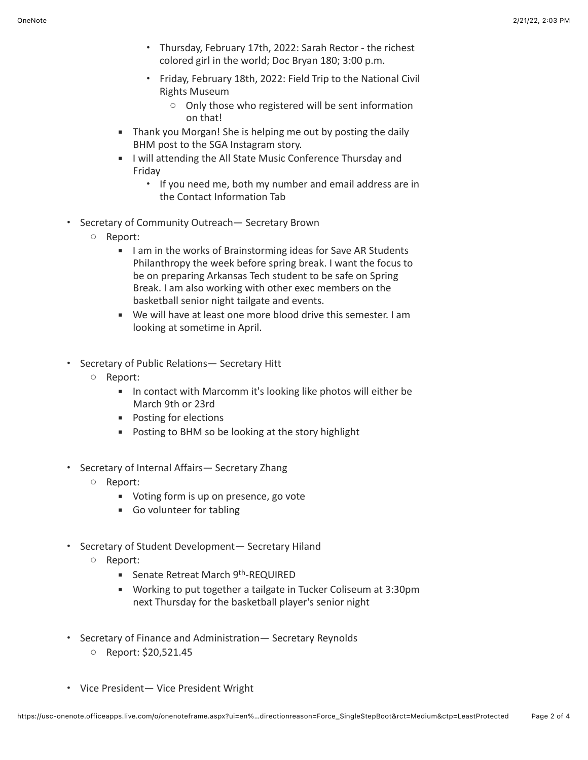- Thursday, February 17th, 2022: Sarah Rector - the richest colored girl in the world; Doc Bryan 180; 3:00 p.m.
- Friday, February 18th, 2022: Field Trip to the National Civil Rights Museum
  - Only those who registered will be sent information on that!
- Thank you Morgan! She is helping me out by posting the daily BHM post to the SGA Instagram story.
- I will attending the All State Music Conference Thursday and Friday
  - If you need me, both my number and email address are in the Contact Information Tab

- Secretary of Community Outreach— Secretary Brown
  - Report:
    - I am in the works of Brainstorming ideas for Save AR Students Philanthropy the week before spring break. I want the focus to be on preparing Arkansas Tech student to be safe on Spring Break. I am also working with other exec members on the basketball senior night tailgate and events.
    - We will have at least one more blood drive this semester. I am looking at sometime in April.

- Secretary of Public Relations— Secretary Hitt
  - Report:
    - In contact with Marcomm it's looking like photos will either be March 9th or 23rd
    - Posting for elections
    - Posting to BHM so be looking at the story highlight

- Secretary of Internal Affairs— Secretary Zhang
  - Report:
    - Voting form is up on presence, go vote
    - Go volunteer for tabling

- Secretary of Student Development— Secretary Hiland
  - Report:
    - Senate Retreat March 9th-REQUIRED
    - Working to put together a tailgate in Tucker Coliseum at 3:30pm next Thursday for the basketball player's senior night

- Secretary of Finance and Administration— Secretary Reynolds
  - Report: $20,521.45

- Vice President— Vice President Wright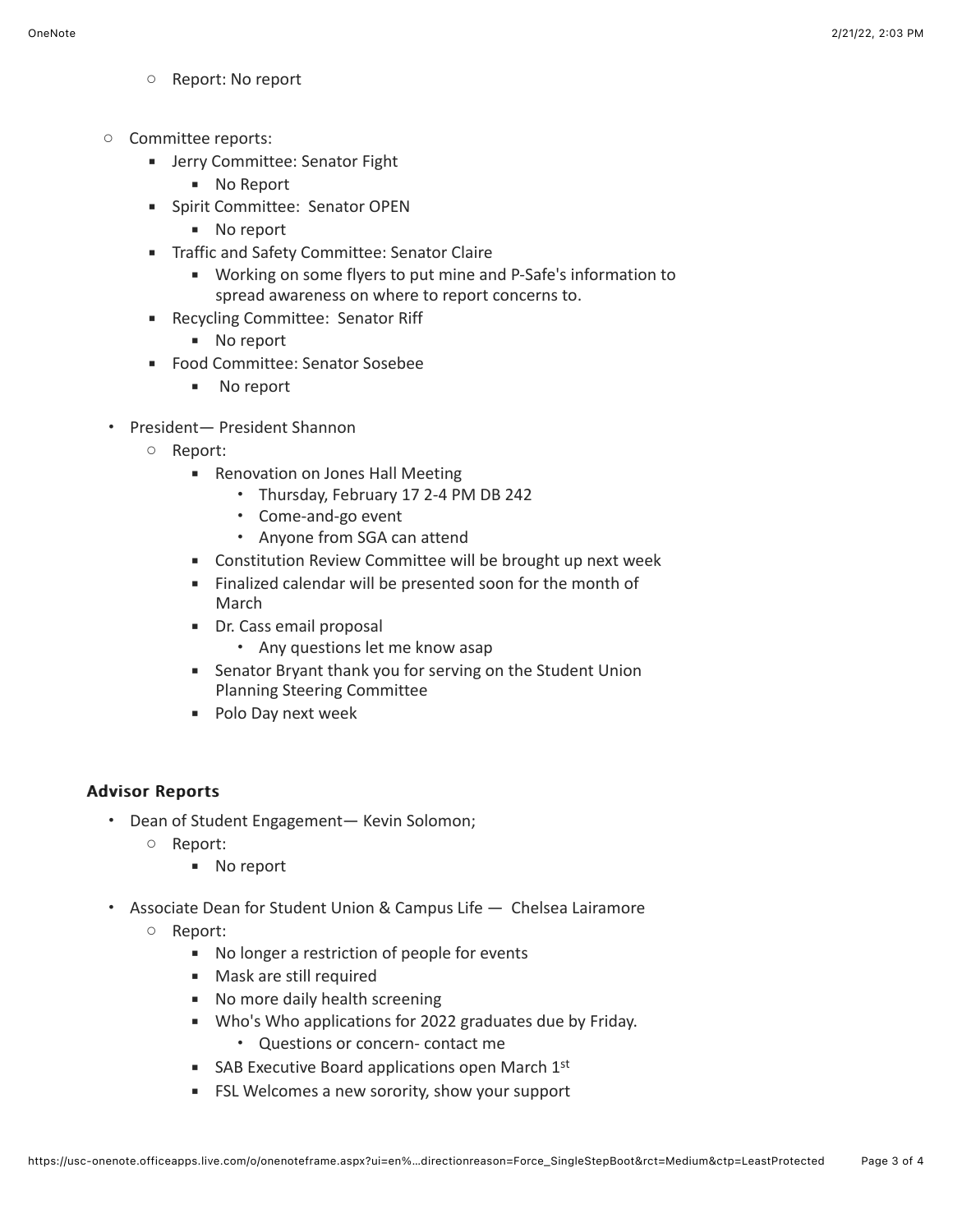- Report: No report

- Committee reports:
  - Jerry Committee: Senator Fight
    - No Report
  - Spirit Committee:  Senator OPEN
    - No report
  - Traffic and Safety Committee: Senator Claire
    - Working on some flyers to put mine and P-Safe's information to spread awareness on where to report concerns to.
  - Recycling Committee:  Senator Riff
    - No report
  - Food Committee: Senator Sosebee
    - No report

- President— President Shannon
  - Report:
    - Renovation on Jones Hall Meeting
      - Thursday, February 17 2-4 PM DB 242
      - Come-and-go event
      - Anyone from SGA can attend
    - Constitution Review Committee will be brought up next week
    - Finalized calendar will be presented soon for the month of March
    - Dr. Cass email proposal
      - Any questions let me know asap
    - Senator Bryant thank you for serving on the Student Union Planning Steering Committee
    - Polo Day next week

**Advisor Reports**

- Dean of Student Engagement— Kevin Solomon;
  - Report:
    - No report

- Associate Dean for Student Union & Campus Life — Chelsea Lairamore
  - Report:
    - No longer a restriction of people for events
    - Mask are still required
    - No more daily health screening
    - Who's Who applications for 2022 graduates due by Friday.
      - Questions or concern- contact me
    - SAB Executive Board applications open March 1st
    - FSL Welcomes a new sorority, show your support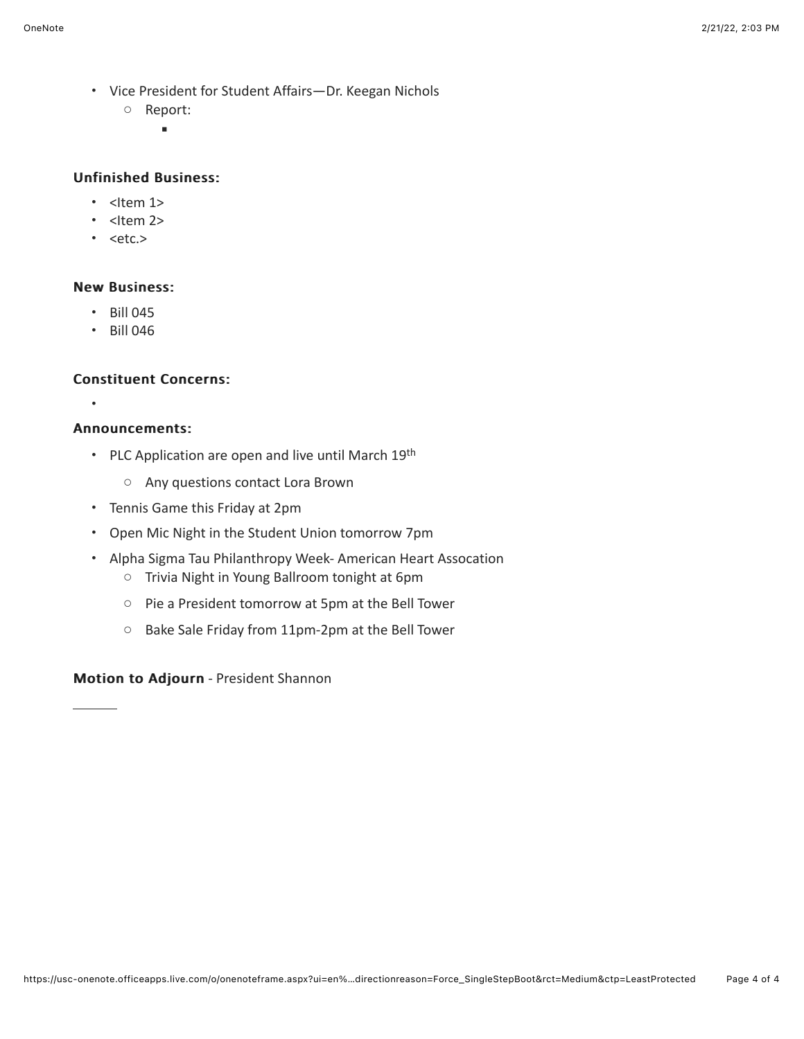- Vice President for Student Affairs—Dr. Keegan Nichols
    - Report:
        - 

**Unfinished Business:**

- <Item 1>
- <Item 2>
- <etc.>

**New Business:**

- Bill 045
- Bill 046

**Constituent Concerns:**

- 

**Announcements:**

- PLC Application are open and live until March 19th
    - Any questions contact Lora Brown
- Tennis Game this Friday at 2pm
- Open Mic Night in the Student Union tomorrow 7pm
- Alpha Sigma Tau Philanthropy Week- American Heart Assocation
    - Trivia Night in Young Ballroom tonight at 6pm
    - Pie a President tomorrow at 5pm at the Bell Tower
    - Bake Sale Friday from 11pm-2pm at the Bell Tower

**Motion to Adjourn** - President Shannon